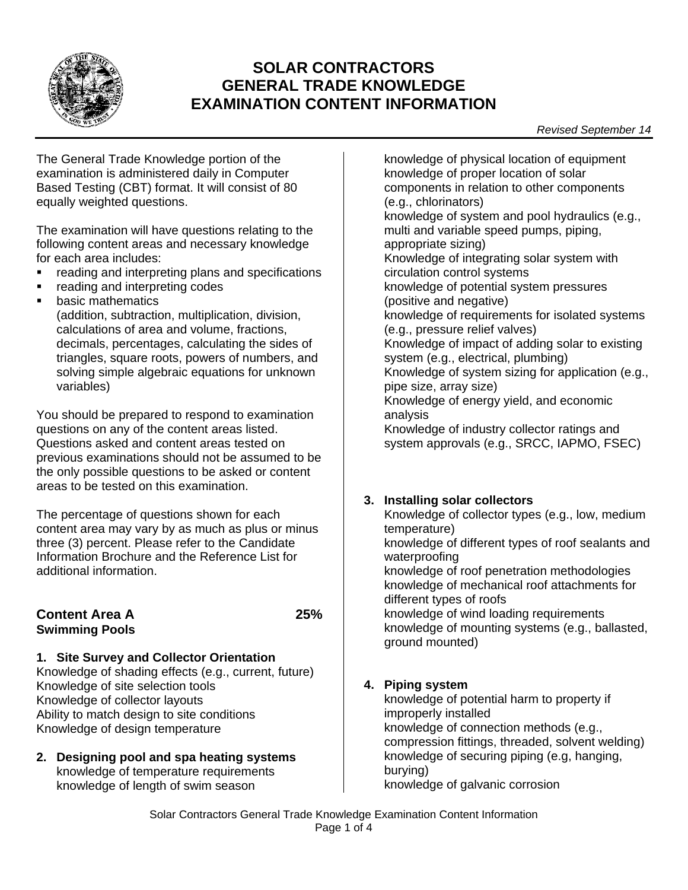# SOLAR CONTRACTORS
# GENERAL TRADE KNOWLEDGE
# EXAMINATION CONTENT INFORMATION

*Revised September 14*

The General Trade Knowledge portion of the examination is administered daily in Computer Based Testing (CBT) format. It will consist of 80 equally weighted questions.

The examination will have questions relating to the following content areas and necessary knowledge for each area includes:

- reading and interpreting plans and specifications
- reading and interpreting codes
- basic mathematics
  (addition, subtraction, multiplication, division, calculations of area and volume, fractions, decimals, percentages, calculating the sides of triangles, square roots, powers of numbers, and solving simple algebraic equations for unknown variables)

You should be prepared to respond to examination questions on any of the content areas listed. Questions asked and content areas tested on previous examinations should not be assumed to be the only possible questions to be asked or content areas to be tested on this examination.

The percentage of questions shown for each content area may vary by as much as plus or minus three (3) percent. Please refer to the Candidate Information Brochure and the Reference List for additional information.

## Content Area A — 25%
## Swimming Pools

**1. Site Survey and Collector Orientation**

Knowledge of shading effects (e.g., current, future)
Knowledge of site selection tools
Knowledge of collector layouts
Ability to match design to site conditions
Knowledge of design temperature

**2. Designing pool and spa heating systems**

knowledge of temperature requirements
knowledge of length of swim season
knowledge of physical location of equipment
knowledge of proper location of solar components in relation to other components (e.g., chlorinators)
knowledge of system and pool hydraulics (e.g., multi and variable speed pumps, piping, appropriate sizing)
Knowledge of integrating solar system with circulation control systems
knowledge of potential system pressures (positive and negative)
knowledge of requirements for isolated systems (e.g., pressure relief valves)
Knowledge of impact of adding solar to existing system (e.g., electrical, plumbing)
Knowledge of system sizing for application (e.g., pipe size, array size)
Knowledge of energy yield, and economic analysis
Knowledge of industry collector ratings and system approvals (e.g., SRCC, IAPMO, FSEC)

**3. Installing solar collectors**

Knowledge of collector types (e.g., low, medium temperature)
knowledge of different types of roof sealants and waterproofing
knowledge of roof penetration methodologies
knowledge of mechanical roof attachments for different types of roofs
knowledge of wind loading requirements
knowledge of mounting systems (e.g., ballasted, ground mounted)

**4. Piping system**

knowledge of potential harm to property if improperly installed
knowledge of connection methods (e.g., compression fittings, threaded, solvent welding)
knowledge of securing piping (e.g, hanging, burying)
knowledge of galvanic corrosion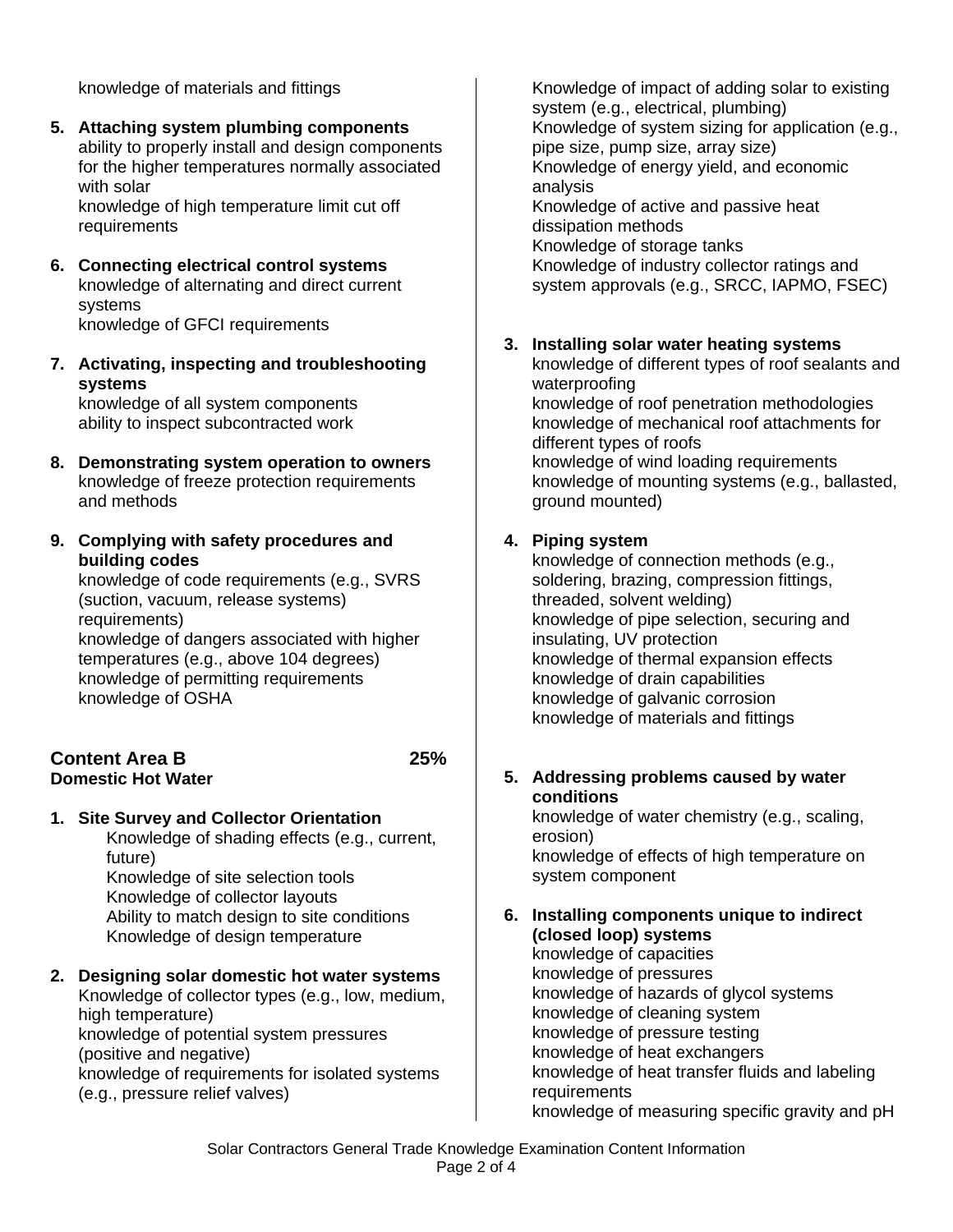knowledge of materials and fittings

5. **Attaching system plumbing components**
   ability to properly install and design components for the higher temperatures normally associated with solar
   knowledge of high temperature limit cut off requirements

6. **Connecting electrical control systems**
   knowledge of alternating and direct current systems
   knowledge of GFCI requirements

7. **Activating, inspecting and troubleshooting systems**
   knowledge of all system components
   ability to inspect subcontracted work

8. **Demonstrating system operation to owners**
   knowledge of freeze protection requirements and methods

9. **Complying with safety procedures and building codes**
   knowledge of code requirements (e.g., SVRS (suction, vacuum, release systems) requirements)
   knowledge of dangers associated with higher temperatures (e.g., above 104 degrees)
   knowledge of permitting requirements
   knowledge of OSHA

## Content Area B — 25%
## Domestic Hot Water

1. **Site Survey and Collector Orientation**
   Knowledge of shading effects (e.g., current, future)
   Knowledge of site selection tools
   Knowledge of collector layouts
   Ability to match design to site conditions
   Knowledge of design temperature

2. **Designing solar domestic hot water systems**
   Knowledge of collector types (e.g., low, medium, high temperature)
   knowledge of potential system pressures (positive and negative)
   knowledge of requirements for isolated systems (e.g., pressure relief valves)
   Knowledge of impact of adding solar to existing system (e.g., electrical, plumbing)
   Knowledge of system sizing for application (e.g., pipe size, pump size, array size)
   Knowledge of energy yield, and economic analysis
   Knowledge of active and passive heat dissipation methods
   Knowledge of storage tanks
   Knowledge of industry collector ratings and system approvals (e.g., SRCC, IAPMO, FSEC)

3. **Installing solar water heating systems**
   knowledge of different types of roof sealants and waterproofing
   knowledge of roof penetration methodologies
   knowledge of mechanical roof attachments for different types of roofs
   knowledge of wind loading requirements
   knowledge of mounting systems (e.g., ballasted, ground mounted)

4. **Piping system**
   knowledge of connection methods (e.g., soldering, brazing, compression fittings, threaded, solvent welding)
   knowledge of pipe selection, securing and insulating, UV protection
   knowledge of thermal expansion effects
   knowledge of drain capabilities
   knowledge of galvanic corrosion
   knowledge of materials and fittings

5. **Addressing problems caused by water conditions**
   knowledge of water chemistry (e.g., scaling, erosion)
   knowledge of effects of high temperature on system component

6. **Installing components unique to indirect (closed loop) systems**
   knowledge of capacities
   knowledge of pressures
   knowledge of hazards of glycol systems
   knowledge of cleaning system
   knowledge of pressure testing
   knowledge of heat exchangers
   knowledge of heat transfer fluids and labeling requirements
   knowledge of measuring specific gravity and pH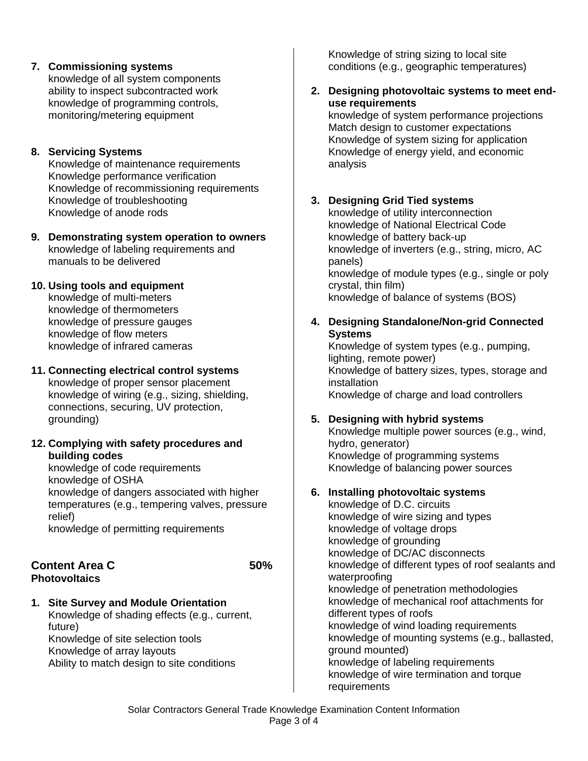7. **Commissioning systems**
   knowledge of all system components
   ability to inspect subcontracted work
   knowledge of programming controls, monitoring/metering equipment

8. **Servicing Systems**
   Knowledge of maintenance requirements
   Knowledge performance verification
   Knowledge of recommissioning requirements
   Knowledge of troubleshooting
   Knowledge of anode rods

9. **Demonstrating system operation to owners**
   knowledge of labeling requirements and manuals to be delivered

10. **Using tools and equipment**
    knowledge of multi-meters
    knowledge of thermometers
    knowledge of pressure gauges
    knowledge of flow meters
    knowledge of infrared cameras

11. **Connecting electrical control systems**
    knowledge of proper sensor placement
    knowledge of wiring (e.g., sizing, shielding, connections, securing, UV protection, grounding)

12. **Complying with safety procedures and building codes**
    knowledge of code requirements
    knowledge of OSHA
    knowledge of dangers associated with higher temperatures (e.g., tempering valves, pressure relief)
    knowledge of permitting requirements

## Content Area C — 50%
### Photovoltaics

1. **Site Survey and Module Orientation**
   Knowledge of shading effects (e.g., current, future)
   Knowledge of site selection tools
   Knowledge of array layouts
   Ability to match design to site conditions
   Knowledge of string sizing to local site conditions (e.g., geographic temperatures)

2. **Designing photovoltaic systems to meet end-use requirements**
   knowledge of system performance projections
   Match design to customer expectations
   Knowledge of system sizing for application
   Knowledge of energy yield, and economic analysis

3. **Designing Grid Tied systems**
   knowledge of utility interconnection
   knowledge of National Electrical Code
   knowledge of battery back-up
   knowledge of inverters (e.g., string, micro, AC panels)
   knowledge of module types (e.g., single or poly crystal, thin film)
   knowledge of balance of systems (BOS)

4. **Designing Standalone/Non-grid Connected Systems**
   Knowledge of system types (e.g., pumping, lighting, remote power)
   Knowledge of battery sizes, types, storage and installation
   Knowledge of charge and load controllers

5. **Designing with hybrid systems**
   Knowledge multiple power sources (e.g., wind, hydro, generator)
   Knowledge of programming systems
   Knowledge of balancing power sources

6. **Installing photovoltaic systems**
   knowledge of D.C. circuits
   knowledge of wire sizing and types
   knowledge of voltage drops
   knowledge of grounding
   knowledge of DC/AC disconnects
   knowledge of different types of roof sealants and waterproofing
   knowledge of penetration methodologies
   knowledge of mechanical roof attachments for different types of roofs
   knowledge of wind loading requirements
   knowledge of mounting systems (e.g., ballasted, ground mounted)
   knowledge of labeling requirements
   knowledge of wire termination and torque requirements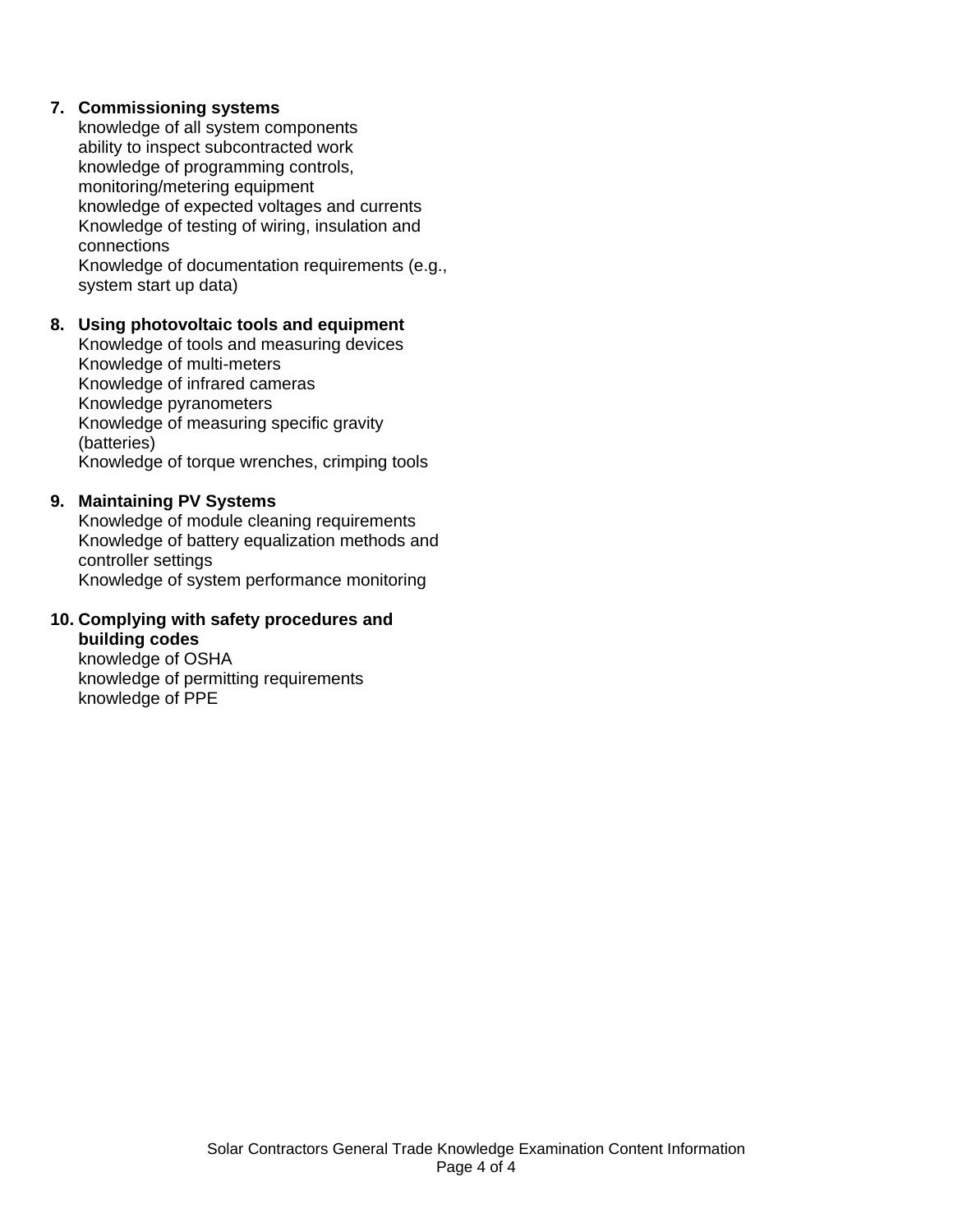7. **Commissioning systems**
   knowledge of all system components
   ability to inspect subcontracted work
   knowledge of programming controls, monitoring/metering equipment
   knowledge of expected voltages and currents
   Knowledge of testing of wiring, insulation and connections
   Knowledge of documentation requirements (e.g., system start up data)

8. **Using photovoltaic tools and equipment**
   Knowledge of tools and measuring devices
   Knowledge of multi-meters
   Knowledge of infrared cameras
   Knowledge pyranometers
   Knowledge of measuring specific gravity (batteries)
   Knowledge of torque wrenches, crimping tools

9. **Maintaining PV Systems**
   Knowledge of module cleaning requirements
   Knowledge of battery equalization methods and controller settings
   Knowledge of system performance monitoring

10. **Complying with safety procedures and building codes**
    knowledge of OSHA
    knowledge of permitting requirements
    knowledge of PPE